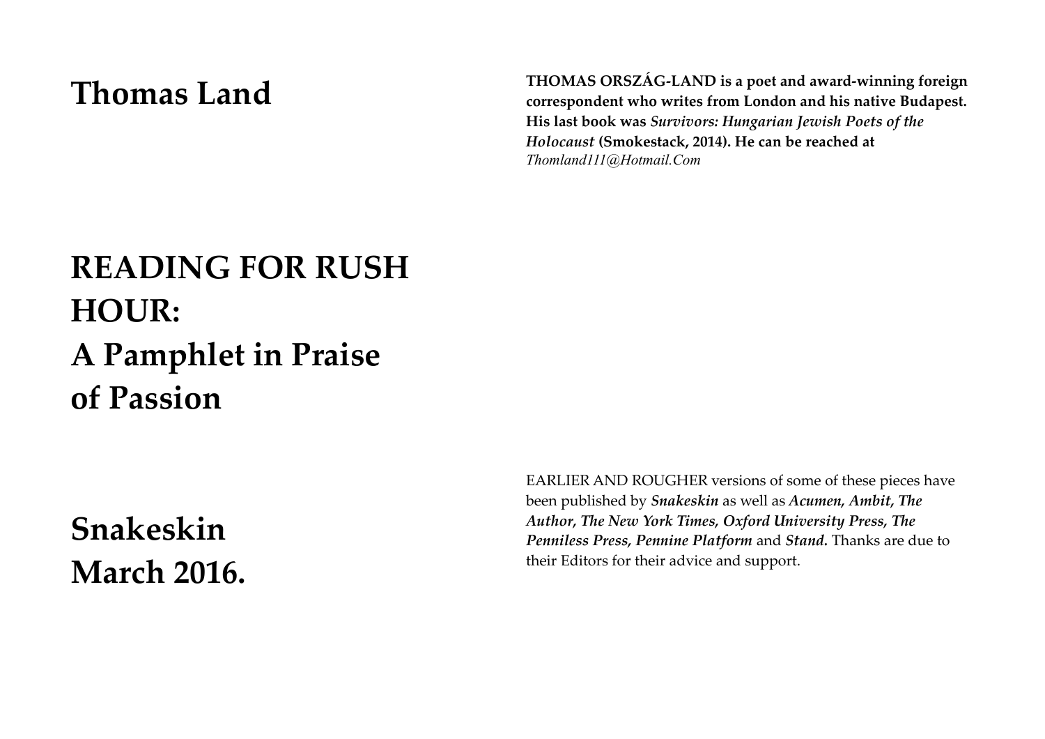# Thomas Land

**THOMAS ORSZÁG-LAND is a poet and award-winning foreign correspondent who writes from London and his native Budapest. His last book was *Survivors: Hungarian Jewish Poets of the Holocaust* (Smokestack, 2014). He can be reached at** *Thomland111@Hotmail.Com*

# READING FOR RUSH HOUR: A Pamphlet in Praise of Passion

## Snakeskin March 2016.

EARLIER AND ROUGHER versions of some of these pieces have been published by ***Snakeskin*** as well as ***Acumen, Ambit, The Author, The New York Times, Oxford University Press, The Penniless Press, Pennine Platform*** and ***Stand***. Thanks are due to their Editors for their advice and support.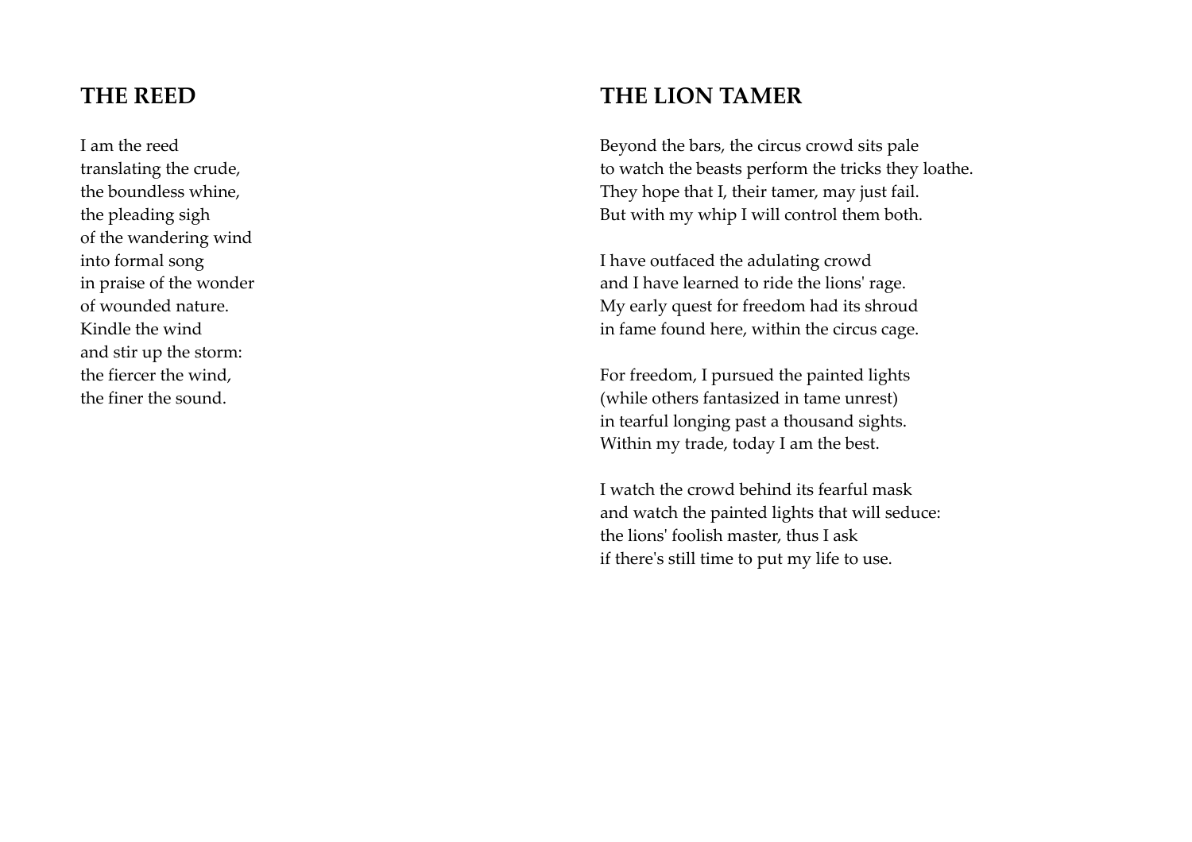## THE REED

I am the reed
translating the crude,
the boundless whine,
the pleading sigh
of the wandering wind
into formal song
in praise of the wonder
of wounded nature.
Kindle the wind
and stir up the storm:
the fiercer the wind,
the finer the sound.

## THE LION TAMER

Beyond the bars, the circus crowd sits pale
to watch the beasts perform the tricks they loathe.
They hope that I, their tamer, may just fail.
But with my whip I will control them both.

I have outfaced the adulating crowd
and I have learned to ride the lions' rage.
My early quest for freedom had its shroud
in fame found here, within the circus cage.

For freedom, I pursued the painted lights
(while others fantasized in tame unrest)
in tearful longing past a thousand sights.
Within my trade, today I am the best.

I watch the crowd behind its fearful mask
and watch the painted lights that will seduce:
the lions' foolish master, thus I ask
if there's still time to put my life to use.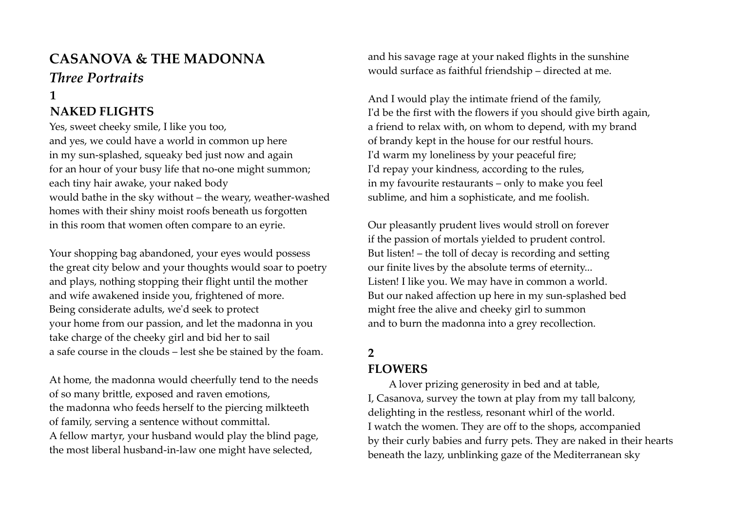# CASANOVA & THE MADONNA

## *Three Portraits*

### 1

### NAKED FLIGHTS

Yes, sweet cheeky smile, I like you too,
and yes, we could have a world in common up here
in my sun-splashed, squeaky bed just now and again
for an hour of your busy life that no-one might summon;
each tiny hair awake, your naked body
would bathe in the sky without – the weary, weather-washed
homes with their shiny moist roofs beneath us forgotten
in this room that women often compare to an eyrie.

Your shopping bag abandoned, your eyes would possess
the great city below and your thoughts would soar to poetry
and plays, nothing stopping their flight until the mother
and wife awakened inside you, frightened of more.
Being considerate adults, we'd seek to protect
your home from our passion, and let the madonna in you
take charge of the cheeky girl and bid her to sail
a safe course in the clouds – lest she be stained by the foam.

At home, the madonna would cheerfully tend to the needs
of so many brittle, exposed and raven emotions,
the madonna who feeds herself to the piercing milkteeth
of family, serving a sentence without committal.
A fellow martyr, your husband would play the blind page,
the most liberal husband-in-law one might have selected,
and his savage rage at your naked flights in the sunshine
would surface as faithful friendship – directed at me.

And I would play the intimate friend of the family,
I'd be the first with the flowers if you should give birth again,
a friend to relax with, on whom to depend, with my brand
of brandy kept in the house for our restful hours.
I'd warm my loneliness by your peaceful fire;
I'd repay your kindness, according to the rules,
in my favourite restaurants – only to make you feel
sublime, and him a sophisticate, and me foolish.

Our pleasantly prudent lives would stroll on forever
if the passion of mortals yielded to prudent control.
But listen! – the toll of decay is recording and setting
our finite lives by the absolute terms of eternity...
Listen! I like you. We may have in common a world.
But our naked affection up here in my sun-splashed bed
might free the alive and cheeky girl to summon
and to burn the madonna into a grey recollection.

### 2

### FLOWERS

A lover prizing generosity in bed and at table,
I, Casanova, survey the town at play from my tall balcony,
delighting in the restless, resonant whirl of the world.
I watch the women. They are off to the shops, accompanied
by their curly babies and furry pets. They are naked in their hearts
beneath the lazy, unblinking gaze of the Mediterranean sky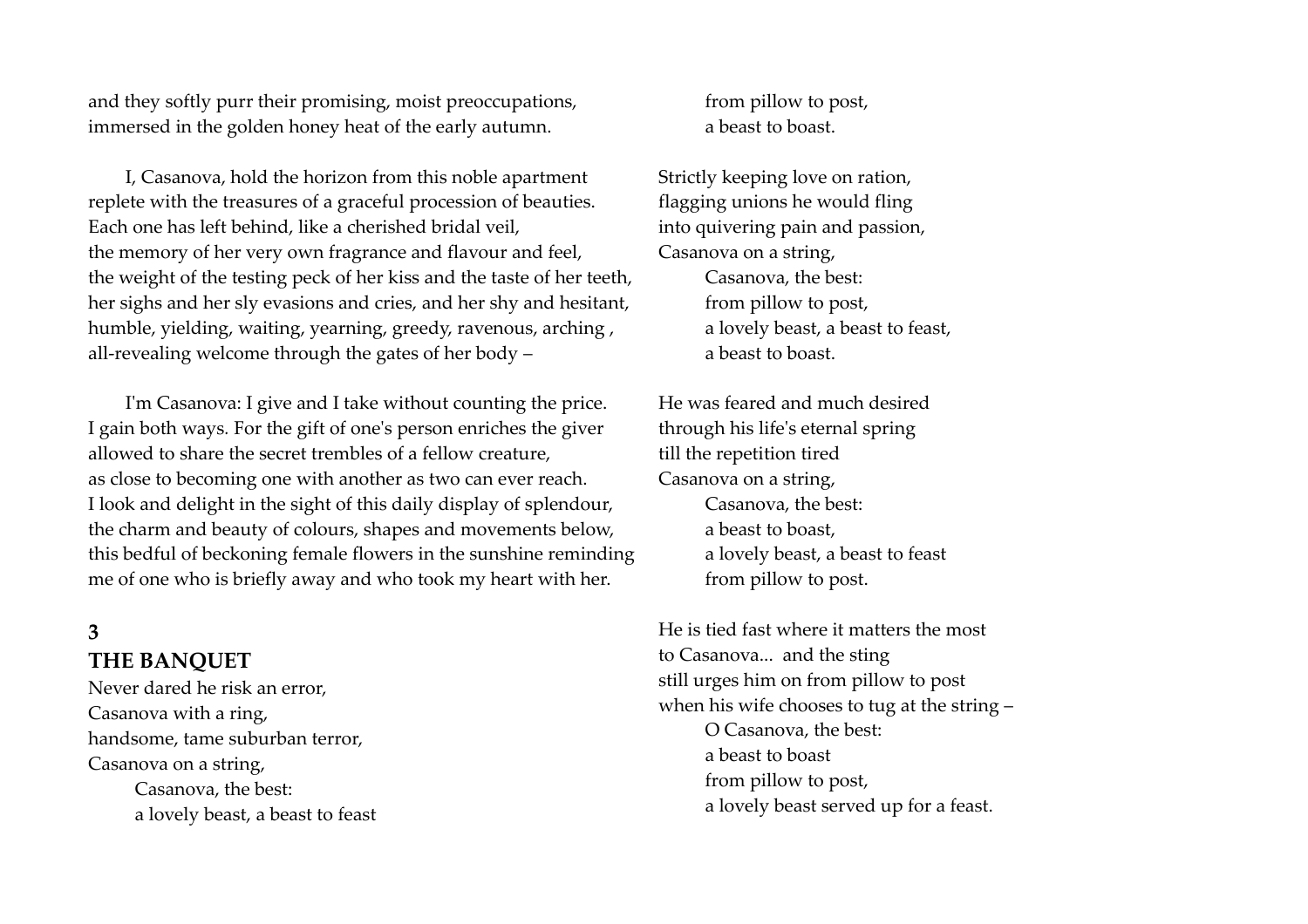and they softly purr their promising, moist preoccupations,
immersed in the golden honey heat of the early autumn.

I, Casanova, hold the horizon from this noble apartment
replete with the treasures of a graceful procession of beauties.
Each one has left behind, like a cherished bridal veil,
the memory of her very own fragrance and flavour and feel,
the weight of the testing peck of her kiss and the taste of her teeth,
her sighs and her sly evasions and cries, and her shy and hesitant,
humble, yielding, waiting, yearning, greedy, ravenous, arching ,
all-revealing welcome through the gates of her body –

I'm Casanova: I give and I take without counting the price.
I gain both ways. For the gift of one's person enriches the giver
allowed to share the secret trembles of a fellow creature,
as close to becoming one with another as two can ever reach.
I look and delight in the sight of this daily display of splendour,
the charm and beauty of colours, shapes and movements below,
this bedful of beckoning female flowers in the sunshine reminding
me of one who is briefly away and who took my heart with her.

## 3
## THE BANQUET

Never dared he risk an error,
Casanova with a ring,
handsome, tame suburban terror,
Casanova on a string,
  Casanova, the best:
  a lovely beast, a beast to feast
  from pillow to post,
  a beast to boast.

Strictly keeping love on ration,
flagging unions he would fling
into quivering pain and passion,
Casanova on a string,
  Casanova, the best:
  from pillow to post,
  a lovely beast, a beast to feast,
  a beast to boast.

He was feared and much desired
through his life's eternal spring
till the repetition tired
Casanova on a string,
  Casanova, the best:
  a beast to boast,
  a lovely beast, a beast to feast
  from pillow to post.

He is tied fast where it matters the most
to Casanova... and the sting
still urges him on from pillow to post
when his wife chooses to tug at the string –
  O Casanova, the best:
  a beast to boast
  from pillow to post,
  a lovely beast served up for a feast.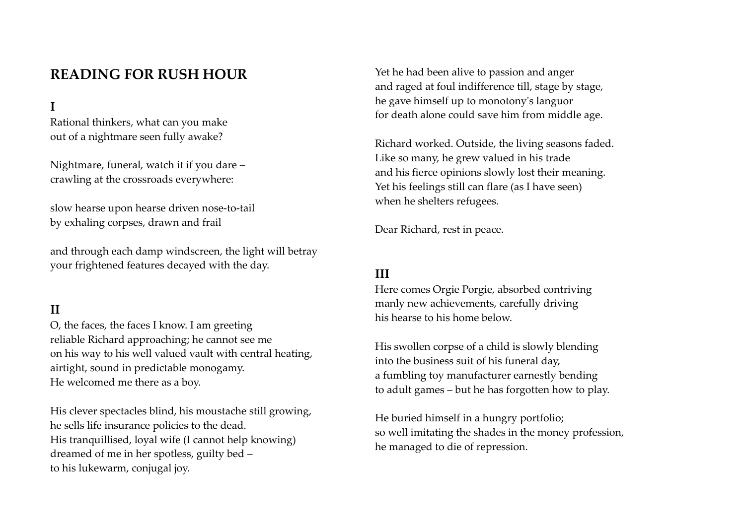## READING FOR RUSH HOUR

### I

Rational thinkers, what can you make
out of a nightmare seen fully awake?

Nightmare, funeral, watch it if you dare –
crawling at the crossroads everywhere:

slow hearse upon hearse driven nose-to-tail
by exhaling corpses, drawn and frail

and through each damp windscreen, the light will betray
your frightened features decayed with the day.

### II

O, the faces, the faces I know. I am greeting
reliable Richard approaching; he cannot see me
on his way to his well valued vault with central heating,
airtight, sound in predictable monogamy.
He welcomed me there as a boy.

His clever spectacles blind, his moustache still growing,
he sells life insurance policies to the dead.
His tranquillised, loyal wife (I cannot help knowing)
dreamed of me in her spotless, guilty bed –
to his lukewarm, conjugal joy.

Yet he had been alive to passion and anger
and raged at foul indifference till, stage by stage,
he gave himself up to monotony's languor
for death alone could save him from middle age.

Richard worked. Outside, the living seasons faded.
Like so many, he grew valued in his trade
and his fierce opinions slowly lost their meaning.
Yet his feelings still can flare (as I have seen)
when he shelters refugees.

Dear Richard, rest in peace.

### III

Here comes Orgie Porgie, absorbed contriving
manly new achievements, carefully driving
his hearse to his home below.

His swollen corpse of a child is slowly blending
into the business suit of his funeral day,
a fumbling toy manufacturer earnestly bending
to adult games – but he has forgotten how to play.

He buried himself in a hungry portfolio;
so well imitating the shades in the money profession,
he managed to die of repression.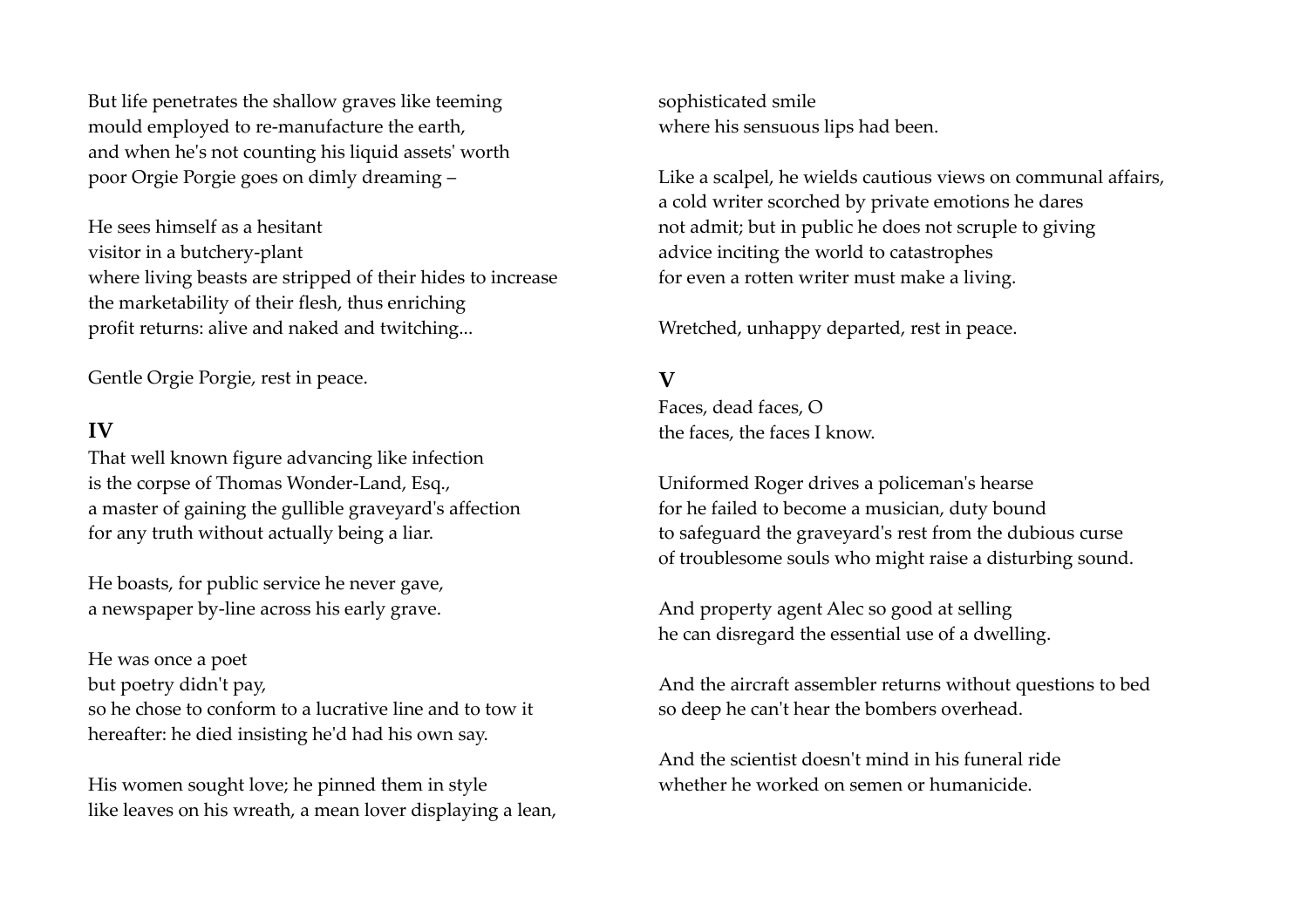But life penetrates the shallow graves like teeming
mould employed to re-manufacture the earth,
and when he's not counting his liquid assets' worth
poor Orgie Porgie goes on dimly dreaming –

He sees himself as a hesitant
visitor in a butchery-plant
where living beasts are stripped of their hides to increase
the marketability of their flesh, thus enriching
profit returns: alive and naked and twitching...

Gentle Orgie Porgie, rest in peace.

## IV

That well known figure advancing like infection
is the corpse of Thomas Wonder-Land, Esq.,
a master of gaining the gullible graveyard's affection
for any truth without actually being a liar.

He boasts, for public service he never gave,
a newspaper by-line across his early grave.

He was once a poet
but poetry didn't pay,
so he chose to conform to a lucrative line and to tow it
hereafter: he died insisting he'd had his own say.

His women sought love; he pinned them in style
like leaves on his wreath, a mean lover displaying a lean,
sophisticated smile
where his sensuous lips had been.

Like a scalpel, he wields cautious views on communal affairs,
a cold writer scorched by private emotions he dares
not admit; but in public he does not scruple to giving
advice inciting the world to catastrophes
for even a rotten writer must make a living.

Wretched, unhappy departed, rest in peace.

## V

Faces, dead faces, O
the faces, the faces I know.

Uniformed Roger drives a policeman's hearse
for he failed to become a musician, duty bound
to safeguard the graveyard's rest from the dubious curse
of troublesome souls who might raise a disturbing sound.

And property agent Alec so good at selling
he can disregard the essential use of a dwelling.

And the aircraft assembler returns without questions to bed
so deep he can't hear the bombers overhead.

And the scientist doesn't mind in his funeral ride
whether he worked on semen or humanicide.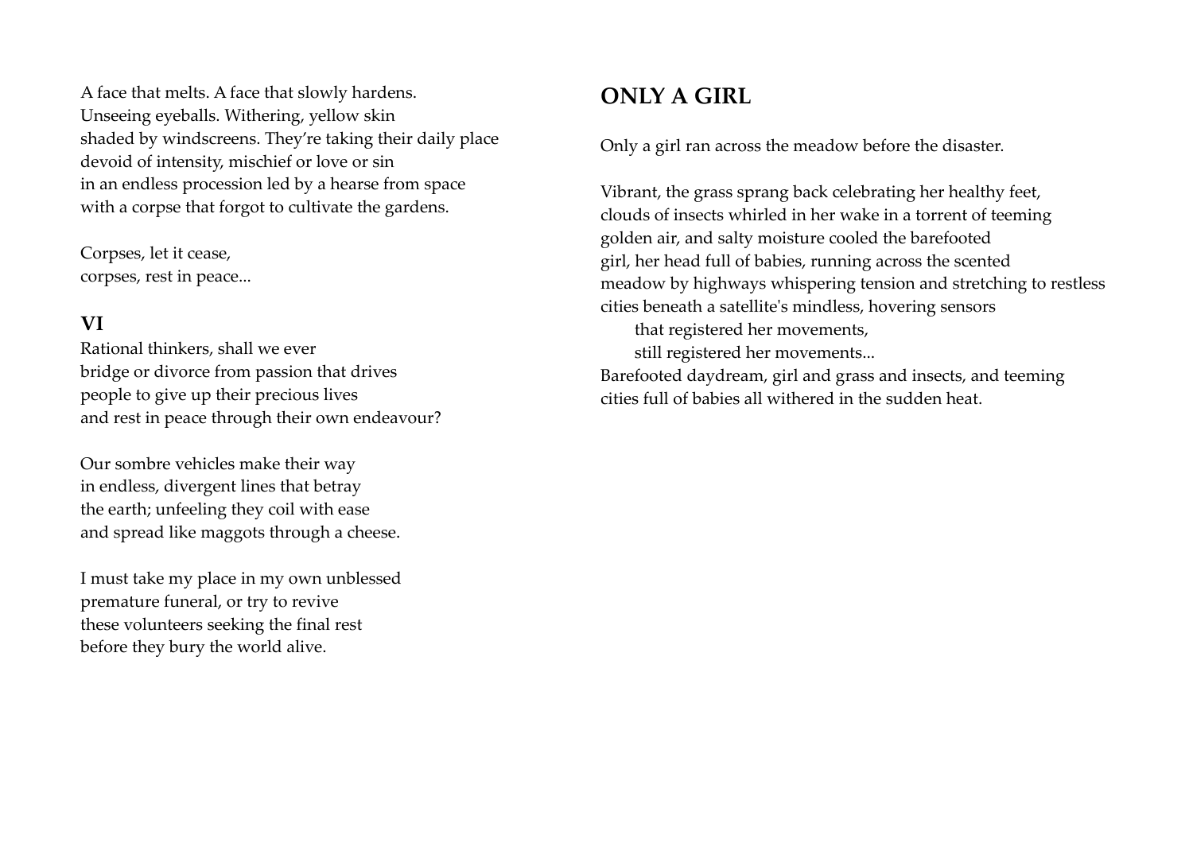A face that melts. A face that slowly hardens.
Unseeing eyeballs. Withering, yellow skin
shaded by windscreens. They're taking their daily place
devoid of intensity, mischief or love or sin
in an endless procession led by a hearse from space
with a corpse that forgot to cultivate the gardens.

Corpses, let it cease,
corpses, rest in peace...

### VI

Rational thinkers, shall we ever
bridge or divorce from passion that drives
people to give up their precious lives
and rest in peace through their own endeavour?

Our sombre vehicles make their way
in endless, divergent lines that betray
the earth; unfeeling they coil with ease
and spread like maggots through a cheese.

I must take my place in my own unblessed
premature funeral, or try to revive
these volunteers seeking the final rest
before they bury the world alive.

## ONLY A GIRL

Only a girl ran across the meadow before the disaster.

Vibrant, the grass sprang back celebrating her healthy feet,
clouds of insects whirled in her wake in a torrent of teeming
golden air, and salty moisture cooled the barefooted
girl, her head full of babies, running across the scented
meadow by highways whispering tension and stretching to restless
cities beneath a satellite's mindless, hovering sensors
    that registered her movements,
    still registered her movements...
Barefooted daydream, girl and grass and insects, and teeming
cities full of babies all withered in the sudden heat.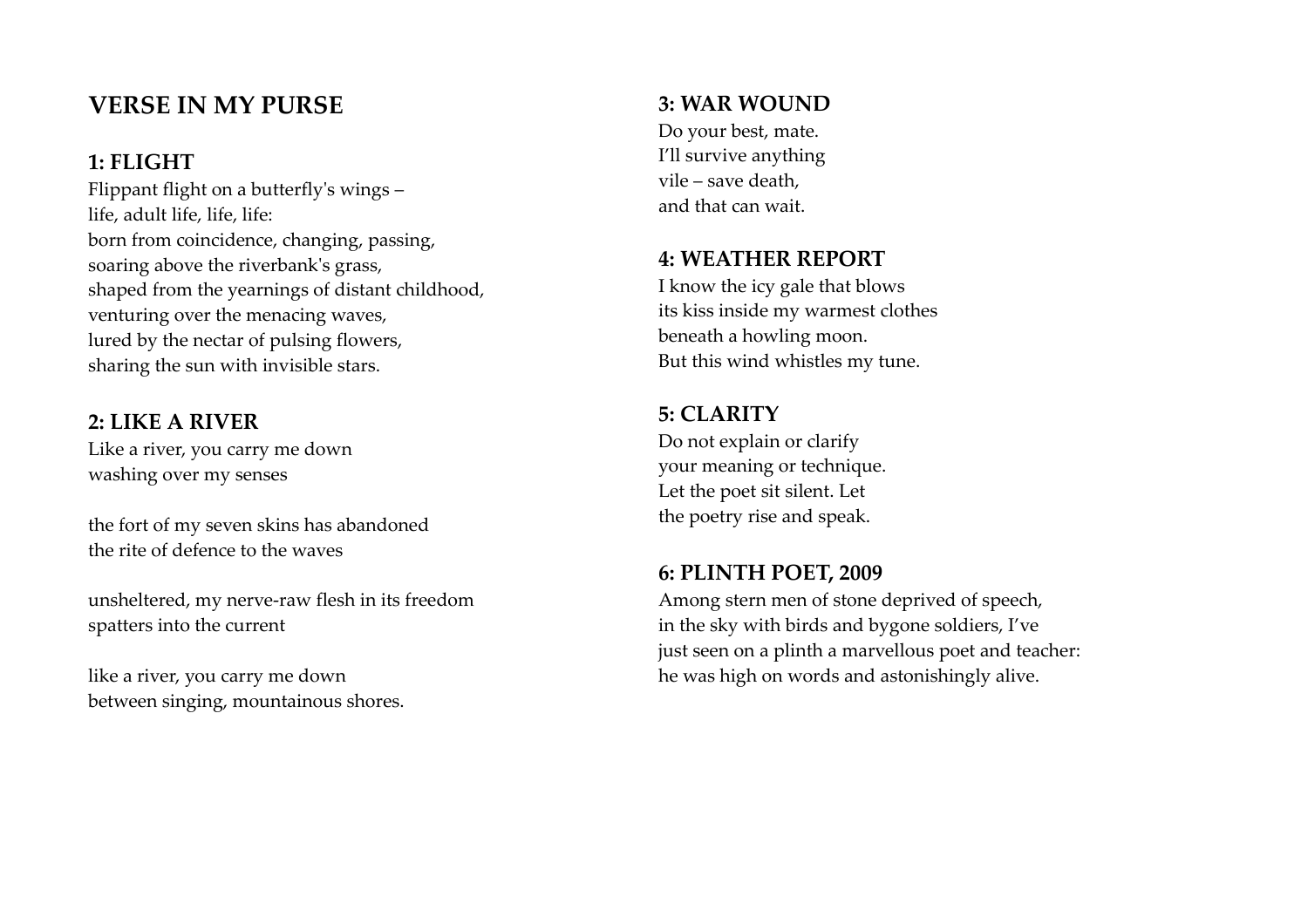## VERSE IN MY PURSE

### 1: FLIGHT

Flippant flight on a butterfly's wings –
life, adult life, life, life:
born from coincidence, changing, passing,
soaring above the riverbank's grass,
shaped from the yearnings of distant childhood,
venturing over the menacing waves,
lured by the nectar of pulsing flowers,
sharing the sun with invisible stars.

### 2: LIKE A RIVER

Like a river, you carry me down
washing over my senses

the fort of my seven skins has abandoned
the rite of defence to the waves

unsheltered, my nerve-raw flesh in its freedom
spatters into the current

like a river, you carry me down
between singing, mountainous shores.

### 3: WAR WOUND

Do your best, mate.
I'll survive anything
vile – save death,
and that can wait.

### 4: WEATHER REPORT

I know the icy gale that blows
its kiss inside my warmest clothes
beneath a howling moon.
But this wind whistles my tune.

### 5: CLARITY

Do not explain or clarify
your meaning or technique.
Let the poet sit silent. Let
the poetry rise and speak.

### 6: PLINTH POET, 2009

Among stern men of stone deprived of speech,
in the sky with birds and bygone soldiers, I've
just seen on a plinth a marvellous poet and teacher:
he was high on words and astonishingly alive.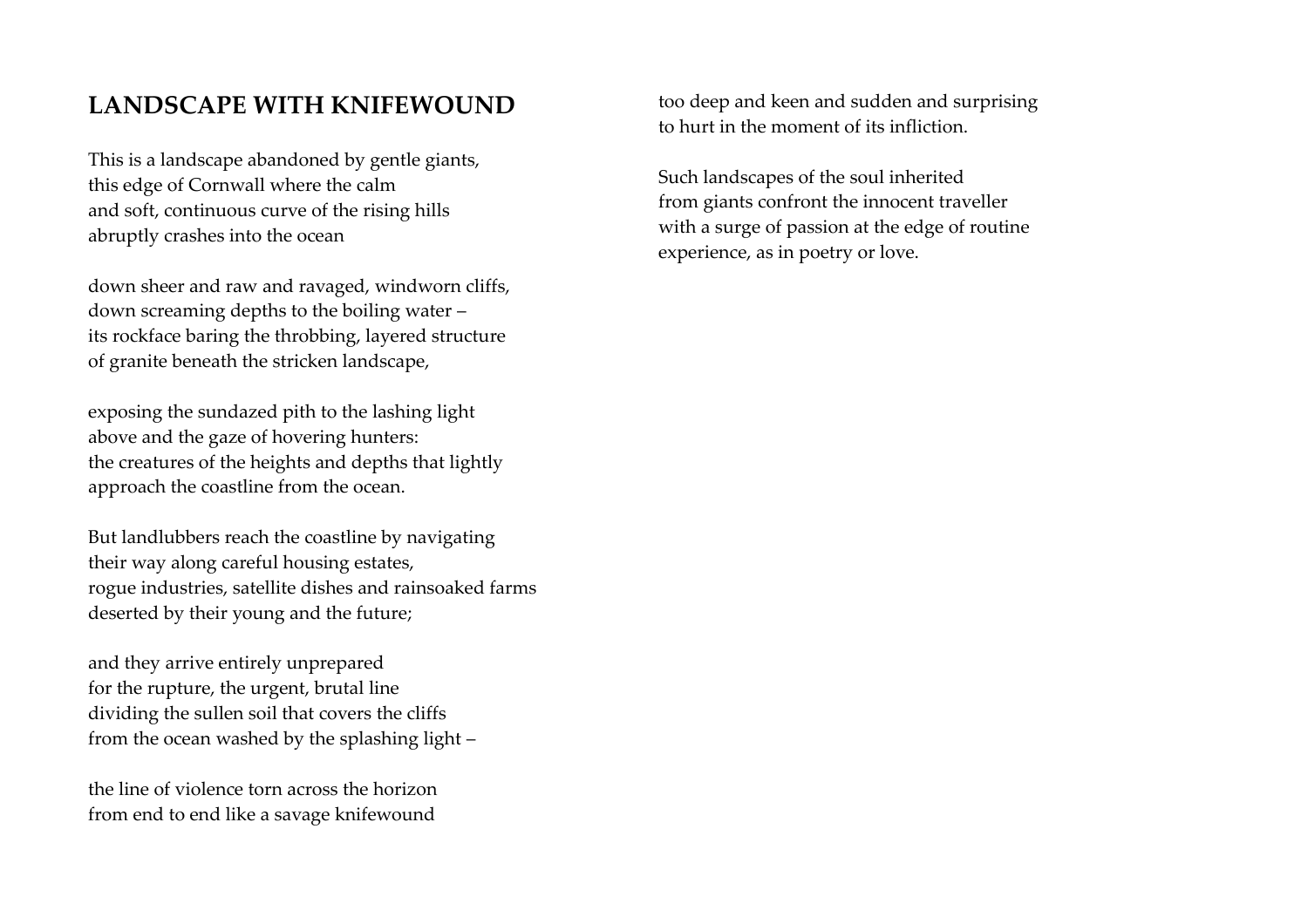## LANDSCAPE WITH KNIFEWOUND

This is a landscape abandoned by gentle giants,
this edge of Cornwall where the calm
and soft, continuous curve of the rising hills
abruptly crashes into the ocean

down sheer and raw and ravaged, windworn cliffs,
down screaming depths to the boiling water –
its rockface baring the throbbing, layered structure
of granite beneath the stricken landscape,

exposing the sundazed pith to the lashing light
above and the gaze of hovering hunters:
the creatures of the heights and depths that lightly
approach the coastline from the ocean.

But landlubbers reach the coastline by navigating
their way along careful housing estates,
rogue industries, satellite dishes and rainsoaked farms
deserted by their young and the future;

and they arrive entirely unprepared
for the rupture, the urgent, brutal line
dividing the sullen soil that covers the cliffs
from the ocean washed by the splashing light –

the line of violence torn across the horizon
from end to end like a savage knifewound
too deep and keen and sudden and surprising
to hurt in the moment of its infliction.

Such landscapes of the soul inherited
from giants confront the innocent traveller
with a surge of passion at the edge of routine
experience, as in poetry or love.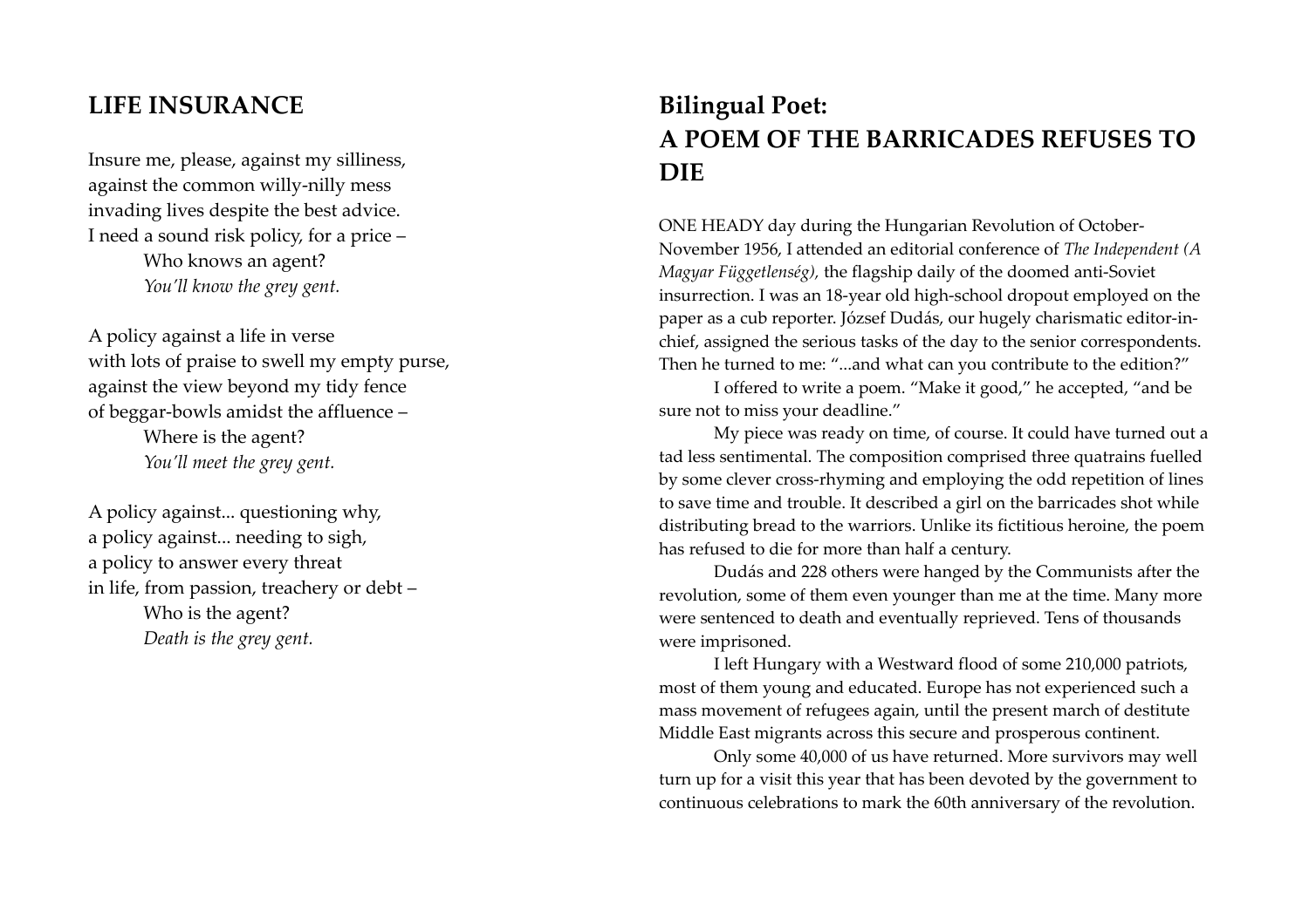## LIFE INSURANCE

Insure me, please, against my silliness,
against the common willy-nilly mess
invading lives despite the best advice.
I need a sound risk policy, for a price –
Who knows an agent?
*You'll know the grey gent.*

A policy against a life in verse
with lots of praise to swell my empty purse,
against the view beyond my tidy fence
of beggar-bowls amidst the affluence –
Where is the agent?
*You'll meet the grey gent.*

A policy against... questioning why,
a policy against... needing to sigh,
a policy to answer every threat
in life, from passion, treachery or debt –
Who is the agent?
*Death is the grey gent.*

## Bilingual Poet:
## A POEM OF THE BARRICADES REFUSES TO DIE

ONE HEADY day during the Hungarian Revolution of October-November 1956, I attended an editorial conference of *The Independent (A Magyar Függetlenség)*, the flagship daily of the doomed anti-Soviet insurrection. I was an 18-year old high-school dropout employed on the paper as a cub reporter. József Dudás, our hugely charismatic editor-in-chief, assigned the serious tasks of the day to the senior correspondents. Then he turned to me: "...and what can you contribute to the edition?"

I offered to write a poem. "Make it good," he accepted, "and be sure not to miss your deadline."

My piece was ready on time, of course. It could have turned out a tad less sentimental. The composition comprised three quatrains fuelled by some clever cross-rhyming and employing the odd repetition of lines to save time and trouble. It described a girl on the barricades shot while distributing bread to the warriors. Unlike its fictitious heroine, the poem has refused to die for more than half a century.

Dudás and 228 others were hanged by the Communists after the revolution, some of them even younger than me at the time. Many more were sentenced to death and eventually reprieved. Tens of thousands were imprisoned.

I left Hungary with a Westward flood of some 210,000 patriots, most of them young and educated. Europe has not experienced such a mass movement of refugees again, until the present march of destitute Middle East migrants across this secure and prosperous continent.

Only some 40,000 of us have returned. More survivors may well turn up for a visit this year that has been devoted by the government to continuous celebrations to mark the 60th anniversary of the revolution.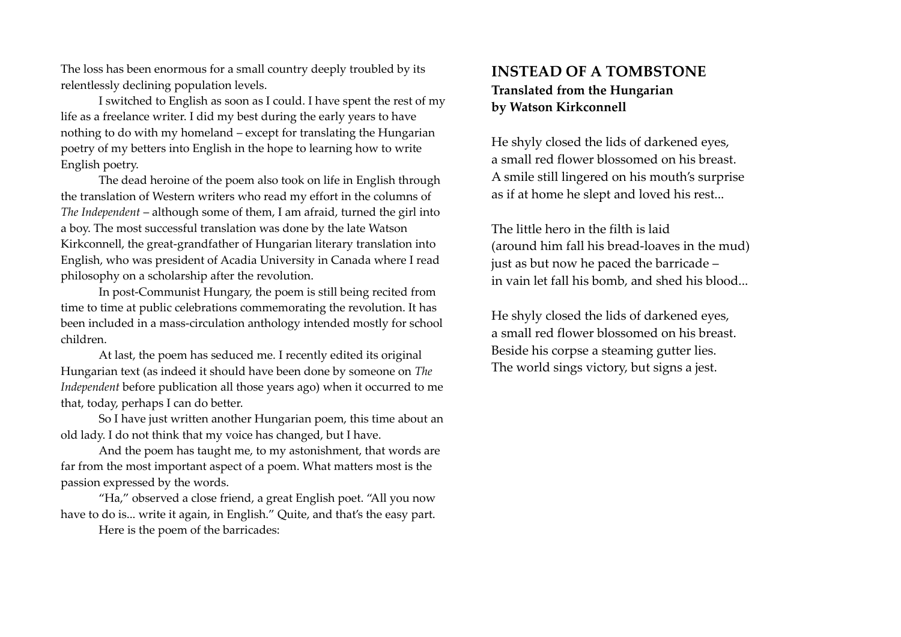The loss has been enormous for a small country deeply troubled by its relentlessly declining population levels.

I switched to English as soon as I could. I have spent the rest of my life as a freelance writer. I did my best during the early years to have nothing to do with my homeland – except for translating the Hungarian poetry of my betters into English in the hope to learning how to write English poetry.

The dead heroine of the poem also took on life in English through the translation of Western writers who read my effort in the columns of *The Independent* – although some of them, I am afraid, turned the girl into a boy. The most successful translation was done by the late Watson Kirkconnell, the great-grandfather of Hungarian literary translation into English, who was president of Acadia University in Canada where I read philosophy on a scholarship after the revolution.

In post-Communist Hungary, the poem is still being recited from time to time at public celebrations commemorating the revolution. It has been included in a mass-circulation anthology intended mostly for school children.

At last, the poem has seduced me. I recently edited its original Hungarian text (as indeed it should have been done by someone on *The Independent* before publication all those years ago) when it occurred to me that, today, perhaps I can do better.

So I have just written another Hungarian poem, this time about an old lady. I do not think that my voice has changed, but I have.

And the poem has taught me, to my astonishment, that words are far from the most important aspect of a poem. What matters most is the passion expressed by the words.

"Ha," observed a close friend, a great English poet. "All you now have to do is... write it again, in English." Quite, and that's the easy part.

Here is the poem of the barricades:

## INSTEAD OF A TOMBSTONE

**Translated from the Hungarian by Watson Kirkconnell**

He shyly closed the lids of darkened eyes,
a small red flower blossomed on his breast.
A smile still lingered on his mouth's surprise
as if at home he slept and loved his rest...

The little hero in the filth is laid
(around him fall his bread-loaves in the mud)
just as but now he paced the barricade –
in vain let fall his bomb, and shed his blood...

He shyly closed the lids of darkened eyes,
a small red flower blossomed on his breast.
Beside his corpse a steaming gutter lies.
The world sings victory, but signs a jest.